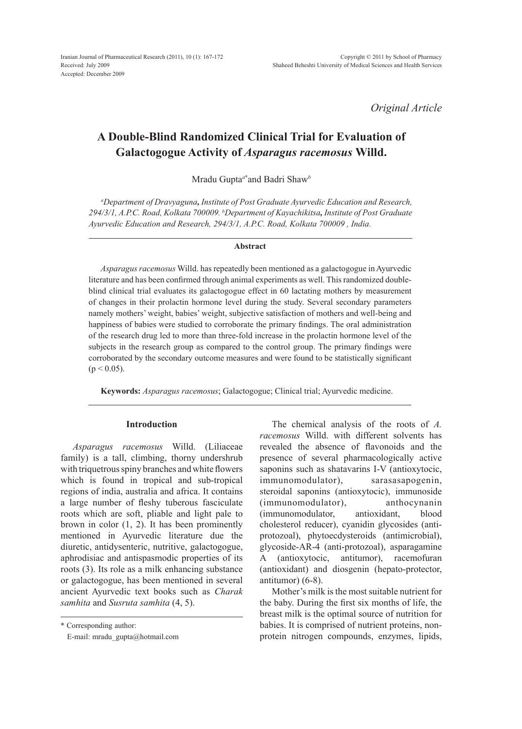Received: July 2009
Accepted: December 2009

*Original Article*

# A Double-Blind Randomized Clinical Trial for Evaluation of Galactogogue Activity of *Asparagus racemosus* Willd.

Mradu Gupta[a*] and Badri Shaw[b]

[a]*Department of Dravyaguna, Institute of Post Graduate Ayurvedic Education and Research, 294/3/1, A.P.C. Road, Kolkata 700009.* [b]*Department of Kayachikitsa, Institute of Post Graduate Ayurvedic Education and Research, 294/3/1, A.P.C. Road, Kolkata 700009 , India.*

### Abstract

*Asparagus racemosus* Willd. has repeatedly been mentioned as a galactogogue in Ayurvedic literature and has been confirmed through animal experiments as well. This randomized double-blind clinical trial evaluates its galactogogue effect in 60 lactating mothers by measurement of changes in their prolactin hormone level during the study. Several secondary parameters namely mothers' weight, babies' weight, subjective satisfaction of mothers and well-being and happiness of babies were studied to corroborate the primary findings. The oral administration of the research drug led to more than three-fold increase in the prolactin hormone level of the subjects in the research group as compared to the control group. The primary findings were corroborated by the secondary outcome measures and were found to be statistically significant ($p < 0.05$).

**Keywords:** *Asparagus racemosus*; Galactogogue; Clinical trial; Ayurvedic medicine.

## Introduction

*Asparagus racemosus* Willd. (Liliaceae family) is a tall, climbing, thorny undershrub with triquetrous spiny branches and white flowers which is found in tropical and sub-tropical regions of india, australia and africa. It contains a large number of fleshy tuberous fasciculate roots which are soft, pliable and light pale to brown in color (1, 2). It has been prominently mentioned in Ayurvedic literature due the diuretic, antidysenteric, nutritive, galactogogue, aphrodisiac and antispasmodic properties of its roots (3). Its role as a milk enhancing substance or galactogogue, has been mentioned in several ancient Ayurvedic text books such as *Charak samhita* and *Susruta samhita* (4, 5).

The chemical analysis of the roots of *A. racemosus* Willd. with different solvents has revealed the absence of flavonoids and the presence of several pharmacologically active saponins such as shatavarins I-V (antioxytocic, immunomodulator), sarasasapogenin, steroidal saponins (antioxytocic), immunoside (immunomodulator), anthocynanin (immunomodulator, antioxidant, blood cholesterol reducer), cyanidin glycosides (anti-protozoal), phytoecdysteroids (antimicrobial), glycoside-AR-4 (anti-protozoal), asparagamine A (antioxytocic, antitumor), racemofuran (antioxidant) and diosgenin (hepato-protector, antitumor) (6-8).

Mother's milk is the most suitable nutrient for the baby. During the first six months of life, the breast milk is the optimal source of nutrition for babies. It is comprised of nutrient proteins, non-protein nitrogen compounds, enzymes, lipids,

\* Corresponding author:
E-mail: mradu_gupta@hotmail.com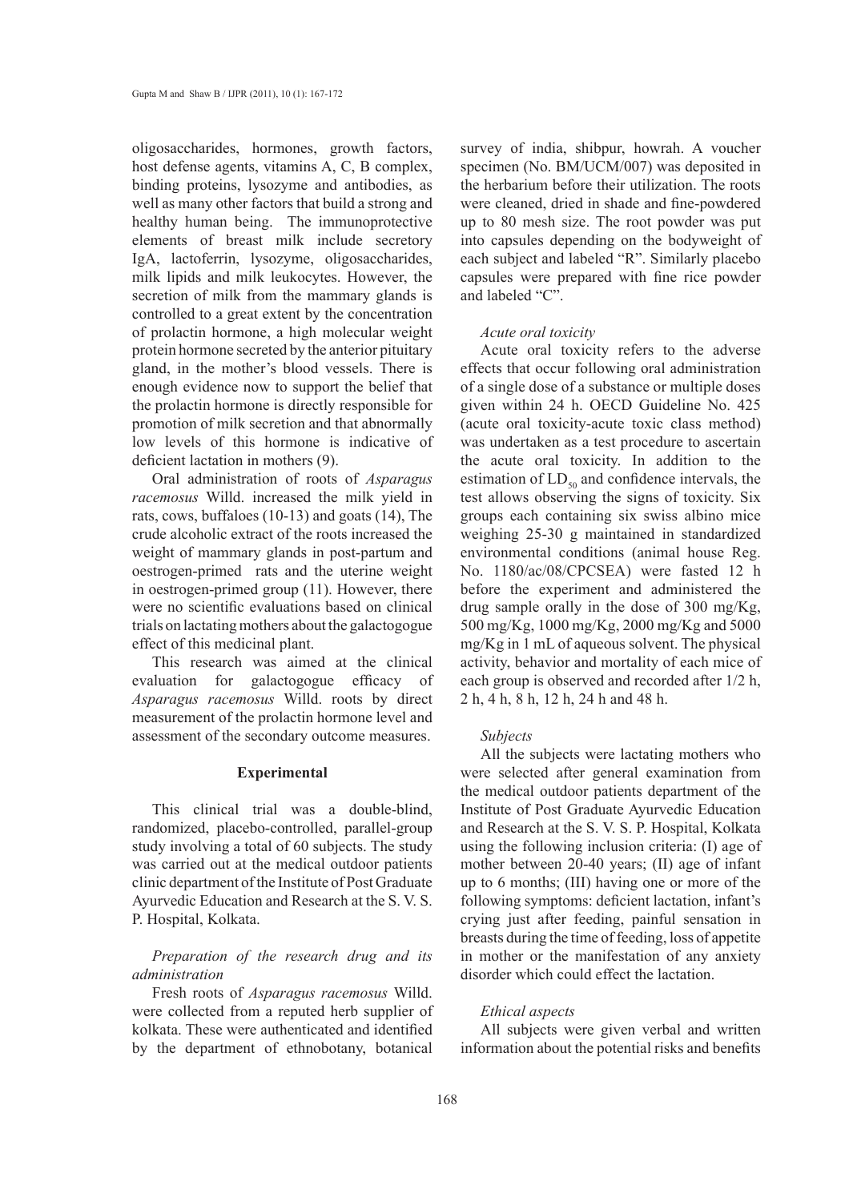oligosaccharides, hormones, growth factors, host defense agents, vitamins A, C, B complex, binding proteins, lysozyme and antibodies, as well as many other factors that build a strong and healthy human being. The immunoprotective elements of breast milk include secretory IgA, lactoferrin, lysozyme, oligosaccharides, milk lipids and milk leukocytes. However, the secretion of milk from the mammary glands is controlled to a great extent by the concentration of prolactin hormone, a high molecular weight protein hormone secreted by the anterior pituitary gland, in the mother's blood vessels. There is enough evidence now to support the belief that the prolactin hormone is directly responsible for promotion of milk secretion and that abnormally low levels of this hormone is indicative of deficient lactation in mothers (9).

Oral administration of roots of *Asparagus racemosus* Willd. increased the milk yield in rats, cows, buffaloes (10-13) and goats (14), The crude alcoholic extract of the roots increased the weight of mammary glands in post-partum and oestrogen-primed rats and the uterine weight in oestrogen-primed group (11). However, there were no scientific evaluations based on clinical trials on lactating mothers about the galactogogue effect of this medicinal plant.

This research was aimed at the clinical evaluation for galactogogue efficacy of *Asparagus racemosus* Willd. roots by direct measurement of the prolactin hormone level and assessment of the secondary outcome measures.

## Experimental

This clinical trial was a double-blind, randomized, placebo-controlled, parallel-group study involving a total of 60 subjects. The study was carried out at the medical outdoor patients clinic department of the Institute of Post Graduate Ayurvedic Education and Research at the S. V. S. P. Hospital, Kolkata.

### *Preparation of the research drug and its administration*

Fresh roots of *Asparagus racemosus* Willd. were collected from a reputed herb supplier of kolkata. These were authenticated and identified by the department of ethnobotany, botanical survey of india, shibpur, howrah. A voucher specimen (No. BM/UCM/007) was deposited in the herbarium before their utilization. The roots were cleaned, dried in shade and fine-powdered up to 80 mesh size. The root powder was put into capsules depending on the bodyweight of each subject and labeled "R". Similarly placebo capsules were prepared with fine rice powder and labeled "C".

### *Acute oral toxicity*

Acute oral toxicity refers to the adverse effects that occur following oral administration of a single dose of a substance or multiple doses given within 24 h. OECD Guideline No. 425 (acute oral toxicity-acute toxic class method) was undertaken as a test procedure to ascertain the acute oral toxicity. In addition to the estimation of $LD_{50}$ and confidence intervals, the test allows observing the signs of toxicity. Six groups each containing six swiss albino mice weighing 25-30 g maintained in standardized environmental conditions (animal house Reg. No. 1180/ac/08/CPCSEA) were fasted 12 h before the experiment and administered the drug sample orally in the dose of 300 mg/Kg, 500 mg/Kg, 1000 mg/Kg, 2000 mg/Kg and 5000 mg/Kg in 1 mL of aqueous solvent. The physical activity, behavior and mortality of each mice of each group is observed and recorded after 1/2 h, 2 h, 4 h, 8 h, 12 h, 24 h and 48 h.

### *Subjects*

All the subjects were lactating mothers who were selected after general examination from the medical outdoor patients department of the Institute of Post Graduate Ayurvedic Education and Research at the S. V. S. P. Hospital, Kolkata using the following inclusion criteria: (I) age of mother between 20-40 years; (II) age of infant up to 6 months; (III) having one or more of the following symptoms: deficient lactation, infant's crying just after feeding, painful sensation in breasts during the time of feeding, loss of appetite in mother or the manifestation of any anxiety disorder which could effect the lactation.

### *Ethical aspects*

All subjects were given verbal and written information about the potential risks and benefits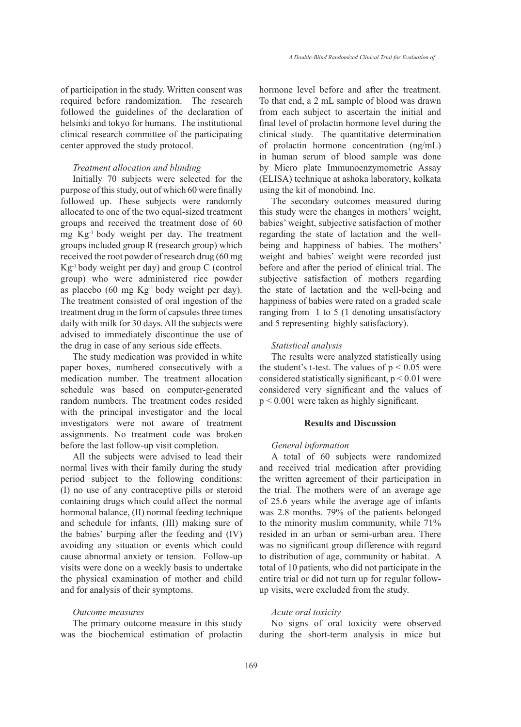of participation in the study. Written consent was required before randomization. The research followed the guidelines of the declaration of helsinki and tokyo for humans. The institutional clinical research committee of the participating center approved the study protocol.

*Treatment allocation and blinding*

Initially 70 subjects were selected for the purpose of this study, out of which 60 were finally followed up. These subjects were randomly allocated to one of the two equal-sized treatment groups and received the treatment dose of 60 mg $Kg^{-1}$ body weight per day. The treatment groups included group R (research group) which received the root powder of research drug (60 mg $Kg^{-1}$ body weight per day) and group C (control group) who were administered rice powder as placebo (60 mg $Kg^{-1}$ body weight per day). The treatment consisted of oral ingestion of the treatment drug in the form of capsules three times daily with milk for 30 days. All the subjects were advised to immediately discontinue the use of the drug in case of any serious side effects.

The study medication was provided in white paper boxes, numbered consecutively with a medication number. The treatment allocation schedule was based on computer-generated random numbers. The treatment codes resided with the principal investigator and the local investigators were not aware of treatment assignments. No treatment code was broken before the last follow-up visit completion.

All the subjects were advised to lead their normal lives with their family during the study period subject to the following conditions: (I) no use of any contraceptive pills or steroid containing drugs which could affect the normal hormonal balance, (II) normal feeding technique and schedule for infants, (III) making sure of the babies' burping after the feeding and (IV) avoiding any situation or events which could cause abnormal anxiety or tension. Follow-up visits were done on a weekly basis to undertake the physical examination of mother and child and for analysis of their symptoms.

*Outcome measures*

The primary outcome measure in this study was the biochemical estimation of prolactin hormone level before and after the treatment. To that end, a 2 mL sample of blood was drawn from each subject to ascertain the initial and final level of prolactin hormone level during the clinical study. The quantitative determination of prolactin hormone concentration (ng/mL) in human serum of blood sample was done by Micro plate Immunoenzymometric Assay (ELISA) technique at ashoka laboratory, kolkata using the kit of monobind. Inc.

The secondary outcomes measured during this study were the changes in mothers' weight, babies' weight, subjective satisfaction of mother regarding the state of lactation and the well-being and happiness of babies. The mothers' weight and babies' weight were recorded just before and after the period of clinical trial. The subjective satisfaction of mothers regarding the state of lactation and the well-being and happiness of babies were rated on a graded scale ranging from 1 to 5 (1 denoting unsatisfactory and 5 representing highly satisfactory).

*Statistical analysis*

The results were analyzed statistically using the student's t-test. The values of $p < 0.05$ were considered statistically significant, $p < 0.01$ were considered very significant and the values of $p < 0.001$ were taken as highly significant.

## Results and Discussion

*General information*

A total of 60 subjects were randomized and received trial medication after providing the written agreement of their participation in the trial. The mothers were of an average age of 25.6 years while the average age of infants was 2.8 months. 79% of the patients belonged to the minority muslim community, while 71% resided in an urban or semi-urban area. There was no significant group difference with regard to distribution of age, community or habitat. A total of 10 patients, who did not participate in the entire trial or did not turn up for regular follow-up visits, were excluded from the study.

*Acute oral toxicity*

No signs of oral toxicity were observed during the short-term analysis in mice but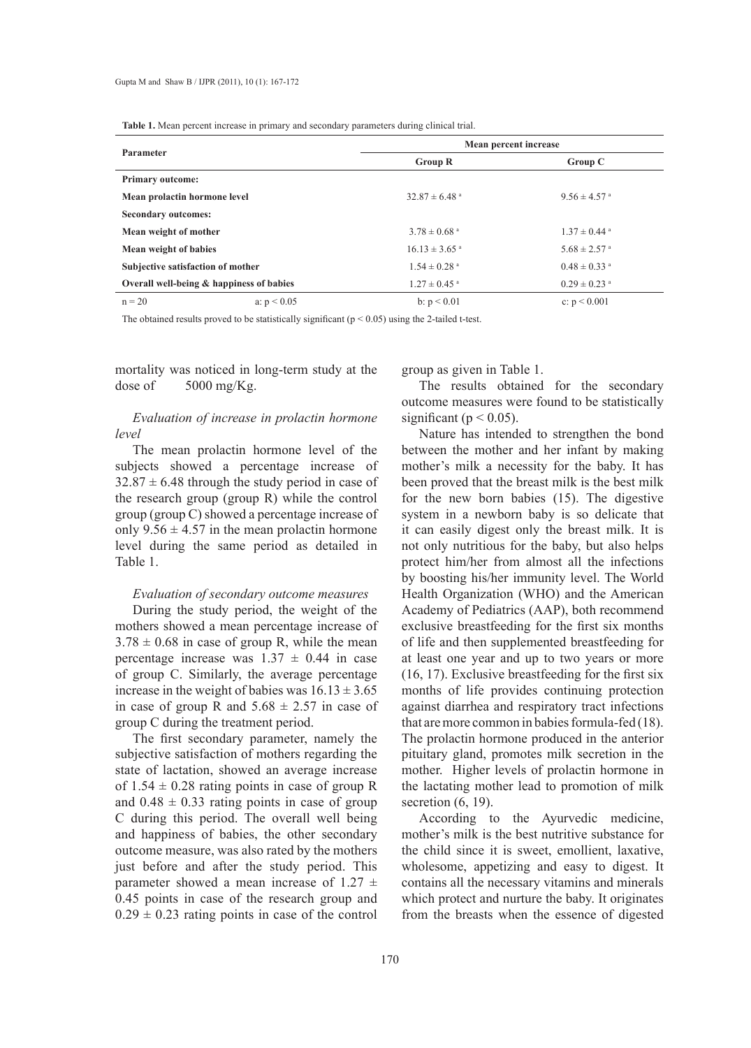**Table 1.** Mean percent increase in primary and secondary parameters during clinical trial.

| Parameter | | Mean percent increase | |
|---|---|---|---|
| | | Group R | Group C |
| **Primary outcome:** | | | |
| **Mean prolactin hormone level** | | $32.87 \pm 6.48$ [a] | $9.56 \pm 4.57$ [a] |
| **Secondary outcomes:** | | | |
| **Mean weight of mother** | | $3.78 \pm 0.68$ [a] | $1.37 \pm 0.44$ [a] |
| **Mean weight of babies** | | $16.13 \pm 3.65$ [a] | $5.68 \pm 2.57$ [a] |
| **Subjective satisfaction of mother** | | $1.54 \pm 0.28$ [a] | $0.48 \pm 0.33$ [a] |
| **Overall well-being & happiness of babies** | | $1.27 \pm 0.45$ [a] | $0.29 \pm 0.23$ [a] |
| n = 20 | a: $p < 0.05$ | b: $p < 0.01$ | c: $p < 0.001$ |

The obtained results proved to be statistically significant ($p < 0.05$) using the 2-tailed t-test.

mortality was noticed in long-term study at the dose of 5000 mg/Kg.

*Evaluation of increase in prolactin hormone level*

The mean prolactin hormone level of the subjects showed a percentage increase of $32.87 \pm 6.48$ through the study period in case of the research group (group R) while the control group (group C) showed a percentage increase of only $9.56 \pm 4.57$ in the mean prolactin hormone level during the same period as detailed in Table 1.

*Evaluation of secondary outcome measures*

During the study period, the weight of the mothers showed a mean percentage increase of $3.78 \pm 0.68$ in case of group R, while the mean percentage increase was $1.37 \pm 0.44$ in case of group C. Similarly, the average percentage increase in the weight of babies was $16.13 \pm 3.65$ in case of group R and $5.68 \pm 2.57$ in case of group C during the treatment period.

The first secondary parameter, namely the subjective satisfaction of mothers regarding the state of lactation, showed an average increase of $1.54 \pm 0.28$ rating points in case of group R and $0.48 \pm 0.33$ rating points in case of group C during this period. The overall well being and happiness of babies, the other secondary outcome measure, was also rated by the mothers just before and after the study period. This parameter showed a mean increase of $1.27 \pm 0.45$ points in case of the research group and $0.29 \pm 0.23$ rating points in case of the control group as given in Table 1.

The results obtained for the secondary outcome measures were found to be statistically significant ($p < 0.05$).

Nature has intended to strengthen the bond between the mother and her infant by making mother's milk a necessity for the baby. It has been proved that the breast milk is the best milk for the new born babies (15). The digestive system in a newborn baby is so delicate that it can easily digest only the breast milk. It is not only nutritious for the baby, but also helps protect him/her from almost all the infections by boosting his/her immunity level. The World Health Organization (WHO) and the American Academy of Pediatrics (AAP), both recommend exclusive breastfeeding for the first six months of life and then supplemented breastfeeding for at least one year and up to two years or more (16, 17). Exclusive breastfeeding for the first six months of life provides continuing protection against diarrhea and respiratory tract infections that are more common in babies formula-fed (18). The prolactin hormone produced in the anterior pituitary gland, promotes milk secretion in the mother. Higher levels of prolactin hormone in the lactating mother lead to promotion of milk secretion (6, 19).

According to the Ayurvedic medicine, mother's milk is the best nutritive substance for the child since it is sweet, emollient, laxative, wholesome, appetizing and easy to digest. It contains all the necessary vitamins and minerals which protect and nurture the baby. It originates from the breasts when the essence of digested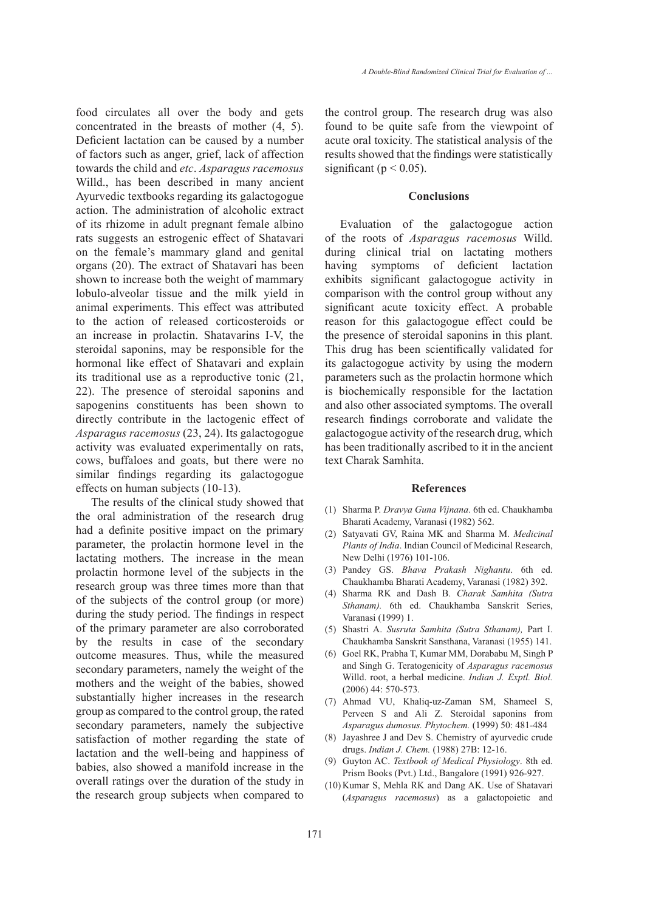food circulates all over the body and gets concentrated in the breasts of mother (4, 5). Deficient lactation can be caused by a number of factors such as anger, grief, lack of affection towards the child and *etc*. *Asparagus racemosus* Willd., has been described in many ancient Ayurvedic textbooks regarding its galactogogue action. The administration of alcoholic extract of its rhizome in adult pregnant female albino rats suggests an estrogenic effect of Shatavari on the female's mammary gland and genital organs (20). The extract of Shatavari has been shown to increase both the weight of mammary lobulo-alveolar tissue and the milk yield in animal experiments. This effect was attributed to the action of released corticosteroids or an increase in prolactin. Shatavarins I-V, the steroidal saponins, may be responsible for the hormonal like effect of Shatavari and explain its traditional use as a reproductive tonic (21, 22). The presence of steroidal saponins and sapogenins constituents has been shown to directly contribute in the lactogenic effect of *Asparagus racemosus* (23, 24). Its galactogogue activity was evaluated experimentally on rats, cows, buffaloes and goats, but there were no similar findings regarding its galactogogue effects on human subjects (10-13).

The results of the clinical study showed that the oral administration of the research drug had a definite positive impact on the primary parameter, the prolactin hormone level in the lactating mothers. The increase in the mean prolactin hormone level of the subjects in the research group was three times more than that of the subjects of the control group (or more) during the study period. The findings in respect of the primary parameter are also corroborated by the results in case of the secondary outcome measures. Thus, while the measured secondary parameters, namely the weight of the mothers and the weight of the babies, showed substantially higher increases in the research group as compared to the control group, the rated secondary parameters, namely the subjective satisfaction of mother regarding the state of lactation and the well-being and happiness of babies, also showed a manifold increase in the overall ratings over the duration of the study in the research group subjects when compared to the control group. The research drug was also found to be quite safe from the viewpoint of acute oral toxicity. The statistical analysis of the results showed that the findings were statistically significant ($p < 0.05$).

## Conclusions

Evaluation of the galactogogue action of the roots of *Asparagus racemosus* Willd. during clinical trial on lactating mothers having symptoms of deficient lactation exhibits significant galactogogue activity in comparison with the control group without any significant acute toxicity effect. A probable reason for this galactogogue effect could be the presence of steroidal saponins in this plant. This drug has been scientifically validated for its galactogogue activity by using the modern parameters such as the prolactin hormone which is biochemically responsible for the lactation and also other associated symptoms. The overall research findings corroborate and validate the galactogogue activity of the research drug, which has been traditionally ascribed to it in the ancient text Charak Samhita.

## References

(1) Sharma P. *Dravya Guna Vijnana*. 6th ed. Chaukhamba Bharati Academy, Varanasi (1982) 562.

(2) Satyavati GV, Raina MK and Sharma M. *Medicinal Plants of India*. Indian Council of Medicinal Research, New Delhi (1976) 101-106.

(3) Pandey GS. *Bhava Prakash Nighantu*. 6th ed. Chaukhamba Bharati Academy, Varanasi (1982) 392.

(4) Sharma RK and Dash B. *Charak Samhita (Sutra Sthanam).* 6th ed. Chaukhamba Sanskrit Series, Varanasi (1999) 1.

(5) Shastri A. *Susruta Samhita (Sutra Sthanam),* Part I. Chaukhamba Sanskrit Sansthana, Varanasi (1955) 141.

(6) Goel RK, Prabha T, Kumar MM, Dorababu M, Singh P and Singh G. Teratogenicity of *Asparagus racemosus* Willd. root, a herbal medicine. *Indian J. Exptl. Biol.* (2006) 44: 570-573.

(7) Ahmad VU, Khaliq-uz-Zaman SM, Shameel S, Perveen S and Ali Z. Steroidal saponins from *Asparagus dumosus. Phytochem.* (1999) 50: 481-484

(8) Jayashree J and Dev S. Chemistry of ayurvedic crude drugs. *Indian J. Chem.* (1988) 27B: 12-16.

(9) Guyton AC. *Textbook of Medical Physiology*. 8th ed. Prism Books (Pvt.) Ltd., Bangalore (1991) 926-927.

(10) Kumar S, Mehla RK and Dang AK. Use of Shatavari (*Asparagus racemosus*) as a galactopoietic and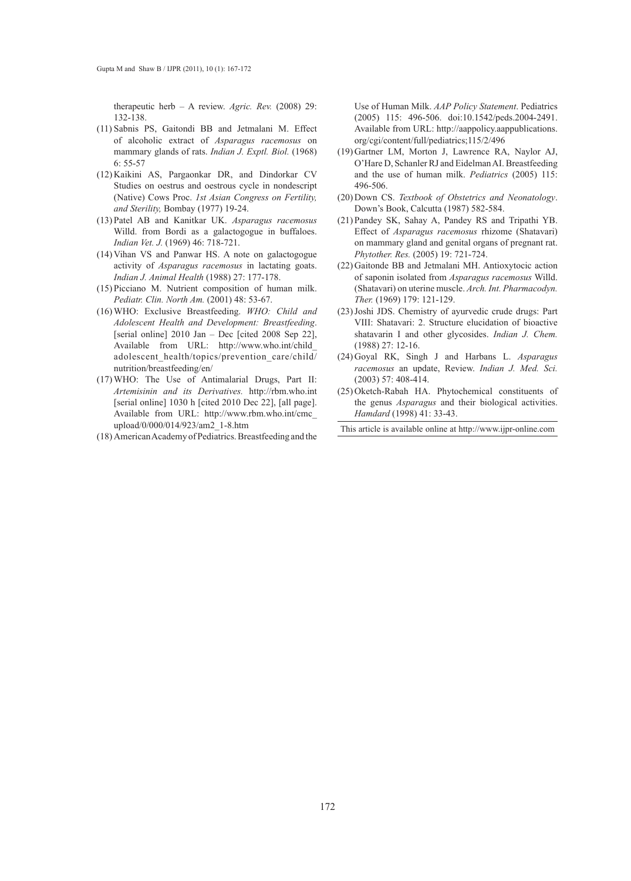therapeutic herb – A review. *Agric. Rev.* (2008) 29: 132-138.

(11) Sabnis PS, Gaitondi BB and Jetmalani M. Effect of alcoholic extract of *Asparagus racemosus* on mammary glands of rats. *Indian J. Exptl. Biol.* (1968) 6: 55-57

(12) Kaikini AS, Pargaonkar DR, and Dindorkar CV Studies on oestrus and oestrous cycle in nondescript (Native) Cows Proc. *1st Asian Congress on Fertility, and Sterility,* Bombay (1977) 19-24.

(13) Patel AB and Kanitkar UK. *Asparagus racemosus* Willd. from Bordi as a galactogogue in buffaloes. *Indian Vet. J.* (1969) 46: 718-721.

(14) Vihan VS and Panwar HS. A note on galactogogue activity of *Asparagus racemosus* in lactating goats. *Indian J. Animal Health* (1988) 27: 177-178.

(15) Picciano M. Nutrient composition of human milk. *Pediatr. Clin. North Am.* (2001) 48: 53-67.

(16) WHO: Exclusive Breastfeeding. *WHO: Child and Adolescent Health and Development: Breastfeeding*. [serial online] 2010 Jan – Dec [cited 2008 Sep 22], Available from URL: http://www.who.int/child_adolescent_health/topics/prevention_care/child/nutrition/breastfeeding/en/

(17) WHO: The Use of Antimalarial Drugs, Part II: *Artemisinin and its Derivatives.* http://rbm.who.int [serial online] 1030 h [cited 2010 Dec 22], [all page]. Available from URL: http://www.rbm.who.int/cmc_upload/0/000/014/923/am2_1-8.htm

(18) American Academy of Pediatrics. Breastfeeding and the Use of Human Milk. *AAP Policy Statement*. Pediatrics (2005) 115: 496-506. doi:10.1542/peds.2004-2491. Available from URL: http://aappolicy.aappublications.org/cgi/content/full/pediatrics;115/2/496

(19) Gartner LM, Morton J, Lawrence RA, Naylor AJ, O'Hare D, Schanler RJ and Eidelman AI. Breastfeeding and the use of human milk. *Pediatrics* (2005) 115: 496-506.

(20) Down CS. *Textbook of Obstetrics and Neonatology*. Down's Book, Calcutta (1987) 582-584.

(21) Pandey SK, Sahay A, Pandey RS and Tripathi YB. Effect of *Asparagus racemosus* rhizome (Shatavari) on mammary gland and genital organs of pregnant rat. *Phytother. Res.* (2005) 19: 721-724.

(22) Gaitonde BB and Jetmalani MH. Antioxytocic action of saponin isolated from *Asparagus racemosus* Willd. (Shatavari) on uterine muscle. *Arch. Int. Pharmacodyn. Ther.* (1969) 179: 121-129.

(23) Joshi JDS. Chemistry of ayurvedic crude drugs: Part VIII: Shatavari: 2. Structure elucidation of bioactive shatavarin I and other glycosides. *Indian J. Chem.* (1988) 27: 12-16.

(24) Goyal RK, Singh J and Harbans L. *Asparagus racemosus* an update, Review. *Indian J. Med. Sci.* (2003) 57: 408-414.

(25) Oketch-Rabah HA. Phytochemical constituents of the genus *Asparagus* and their biological activities. *Hamdard* (1998) 41: 33-43.

This article is available online at http://www.ijpr-online.com